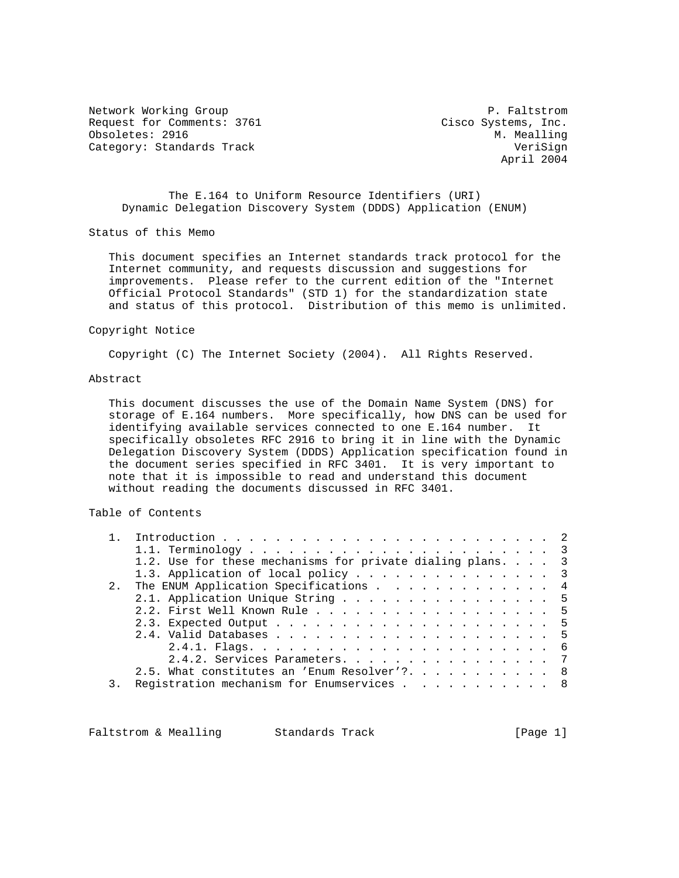Network Working Group P. Faltstrom
Request for Comments: 3761 Cisco Systems, Inc.
Obsoletes: 2916 M. Mealling
Category: Standards Track VeriSign
April 2004

# The E.164 to Uniform Resource Identifiers (URI) Dynamic Delegation Discovery System (DDDS) Application (ENUM)

## Status of this Memo

This document specifies an Internet standards track protocol for the Internet community, and requests discussion and suggestions for improvements. Please refer to the current edition of the "Internet Official Protocol Standards" (STD 1) for the standardization state and status of this protocol. Distribution of this memo is unlimited.

## Copyright Notice

Copyright (C) The Internet Society (2004). All Rights Reserved.

## Abstract

This document discusses the use of the Domain Name System (DNS) for storage of E.164 numbers. More specifically, how DNS can be used for identifying available services connected to one E.164 number. It specifically obsoletes RFC 2916 to bring it in line with the Dynamic Delegation Discovery System (DDDS) Application specification found in the document series specified in RFC 3401. It is very important to note that it is impossible to read and understand this document without reading the documents discussed in RFC 3401.

## Table of Contents

```
1.  Introduction . . . . . . . . . . . . . . . . . . . . . . . . .  2
    1.1. Terminology . . . . . . . . . . . . . . . . . . . . . . .  3
    1.2. Use for these mechanisms for private dialing plans. . . .  3
    1.3. Application of local policy . . . . . . . . . . . . . . .  3
2.  The ENUM Application Specifications . . . . . . . . . . . . .  4
    2.1. Application Unique String . . . . . . . . . . . . . . . .  5
    2.2. First Well Known Rule . . . . . . . . . . . . . . . . . .  5
    2.3. Expected Output . . . . . . . . . . . . . . . . . . . . .  5
    2.4. Valid Databases . . . . . . . . . . . . . . . . . . . . .  5
         2.4.1. Flags. . . . . . . . . . . . . . . . . . . . . . .  6
         2.4.2. Services Parameters. . . . . . . . . . . . . . . .  7
    2.5. What constitutes an 'Enum Resolver'?. . . . . . . . . . .  8
3.  Registration mechanism for Enumservices . . . . . . . . . . .  8
```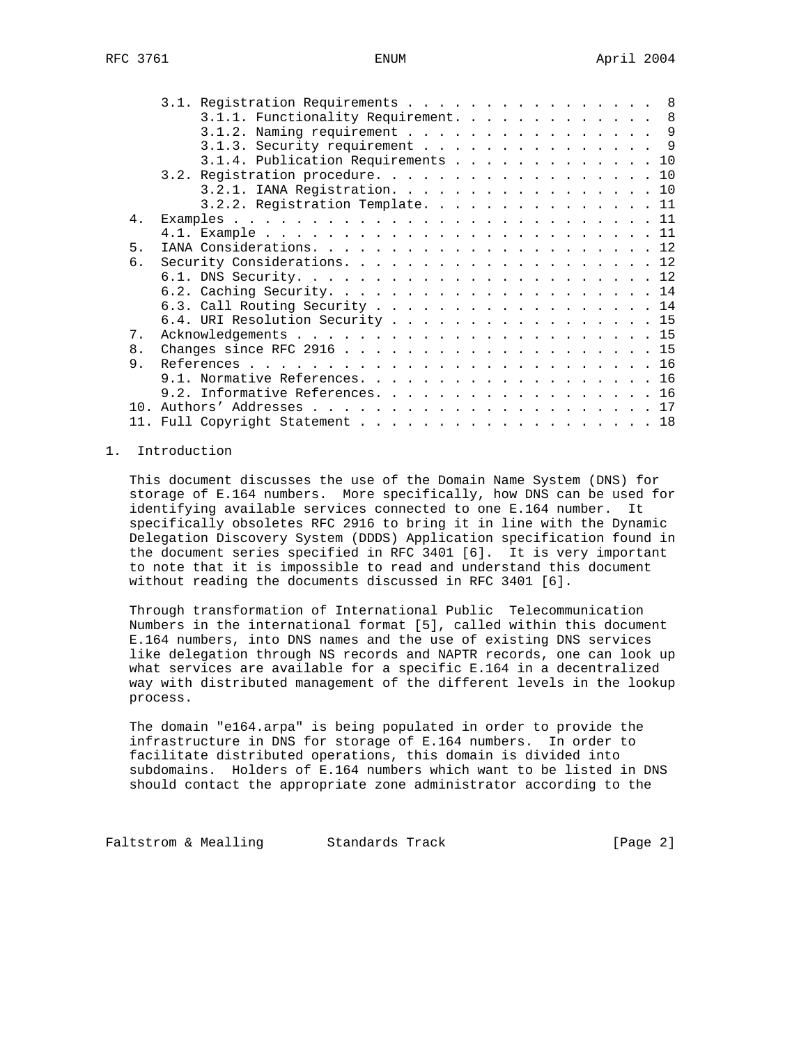```
      3.1. Registration Requirements . . . . . . . . . . . . . . . .  8
           3.1.1. Functionality Requirement. . . . . . . . . . . . .  8
           3.1.2. Naming requirement . . . . . . . . . . . . . . . .  9
           3.1.3. Security requirement . . . . . . . . . . . . . . .  9
           3.1.4. Publication Requirements . . . . . . . . . . . . . 10
      3.2. Registration procedure. . . . . . . . . . . . . . . . . . 10
           3.2.1. IANA Registration. . . . . . . . . . . . . . . . . 10
           3.2.2. Registration Template. . . . . . . . . . . . . . . 11
   4.  Examples . . . . . . . . . . . . . . . . . . . . . . . . . . . 11
       4.1. Example . . . . . . . . . . . . . . . . . . . . . . . . . 11
   5.  IANA Considerations. . . . . . . . . . . . . . . . . . . . . . 12
   6.  Security Considerations. . . . . . . . . . . . . . . . . . . . 12
       6.1. DNS Security. . . . . . . . . . . . . . . . . . . . . . . 12
       6.2. Caching Security. . . . . . . . . . . . . . . . . . . . . 14
       6.3. Call Routing Security . . . . . . . . . . . . . . . . . . 14
       6.4. URI Resolution Security . . . . . . . . . . . . . . . . . 15
   7.  Acknowledgements . . . . . . . . . . . . . . . . . . . . . . . 15
   8.  Changes since RFC 2916 . . . . . . . . . . . . . . . . . . . . 15
   9.  References . . . . . . . . . . . . . . . . . . . . . . . . . . 16
       9.1. Normative References. . . . . . . . . . . . . . . . . . . 16
       9.2. Informative References. . . . . . . . . . . . . . . . . . 16
   10. Authors' Addresses . . . . . . . . . . . . . . . . . . . . . . 17
   11. Full Copyright Statement . . . . . . . . . . . . . . . . . . . 18
```

## 1. Introduction

This document discusses the use of the Domain Name System (DNS) for storage of E.164 numbers. More specifically, how DNS can be used for identifying available services connected to one E.164 number. It specifically obsoletes RFC 2916 to bring it in line with the Dynamic Delegation Discovery System (DDDS) Application specification found in the document series specified in RFC 3401 [6]. It is very important to note that it is impossible to read and understand this document without reading the documents discussed in RFC 3401 [6].

Through transformation of International Public Telecommunication Numbers in the international format [5], called within this document E.164 numbers, into DNS names and the use of existing DNS services like delegation through NS records and NAPTR records, one can look up what services are available for a specific E.164 in a decentralized way with distributed management of the different levels in the lookup process.

The domain "e164.arpa" is being populated in order to provide the infrastructure in DNS for storage of E.164 numbers. In order to facilitate distributed operations, this domain is divided into subdomains. Holders of E.164 numbers which want to be listed in DNS should contact the appropriate zone administrator according to the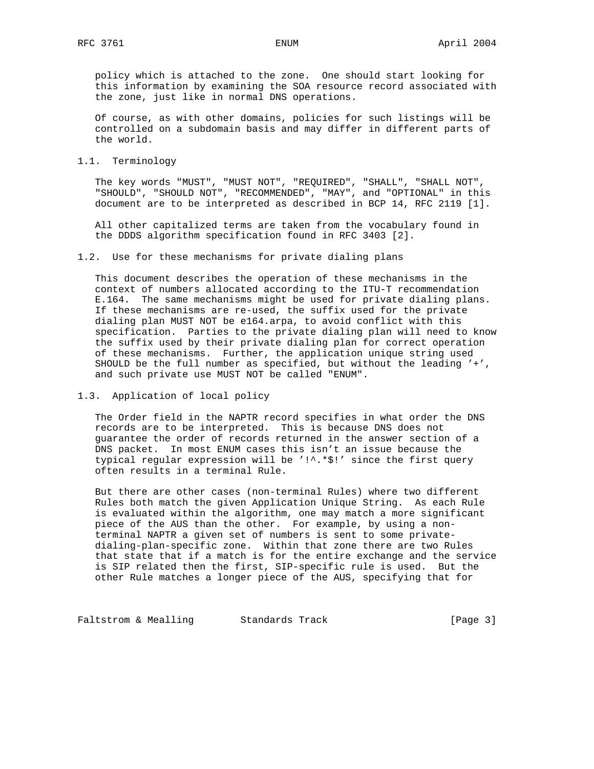policy which is attached to the zone. One should start looking for this information by examining the SOA resource record associated with the zone, just like in normal DNS operations.

Of course, as with other domains, policies for such listings will be controlled on a subdomain basis and may differ in different parts of the world.

### 1.1. Terminology

The key words "MUST", "MUST NOT", "REQUIRED", "SHALL", "SHALL NOT", "SHOULD", "SHOULD NOT", "RECOMMENDED", "MAY", and "OPTIONAL" in this document are to be interpreted as described in BCP 14, RFC 2119 [1].

All other capitalized terms are taken from the vocabulary found in the DDDS algorithm specification found in RFC 3403 [2].

### 1.2. Use for these mechanisms for private dialing plans

This document describes the operation of these mechanisms in the context of numbers allocated according to the ITU-T recommendation E.164. The same mechanisms might be used for private dialing plans. If these mechanisms are re-used, the suffix used for the private dialing plan MUST NOT be e164.arpa, to avoid conflict with this specification. Parties to the private dialing plan will need to know the suffix used by their private dialing plan for correct operation of these mechanisms. Further, the application unique string used SHOULD be the full number as specified, but without the leading '+', and such private use MUST NOT be called "ENUM".

### 1.3. Application of local policy

The Order field in the NAPTR record specifies in what order the DNS records are to be interpreted. This is because DNS does not guarantee the order of records returned in the answer section of a DNS packet. In most ENUM cases this isn't an issue because the typical regular expression will be '!^.*$!' since the first query often results in a terminal Rule.

But there are other cases (non-terminal Rules) where two different Rules both match the given Application Unique String. As each Rule is evaluated within the algorithm, one may match a more significant piece of the AUS than the other. For example, by using a non-terminal NAPTR a given set of numbers is sent to some private-dialing-plan-specific zone. Within that zone there are two Rules that state that if a match is for the entire exchange and the service is SIP related then the first, SIP-specific rule is used. But the other Rule matches a longer piece of the AUS, specifying that for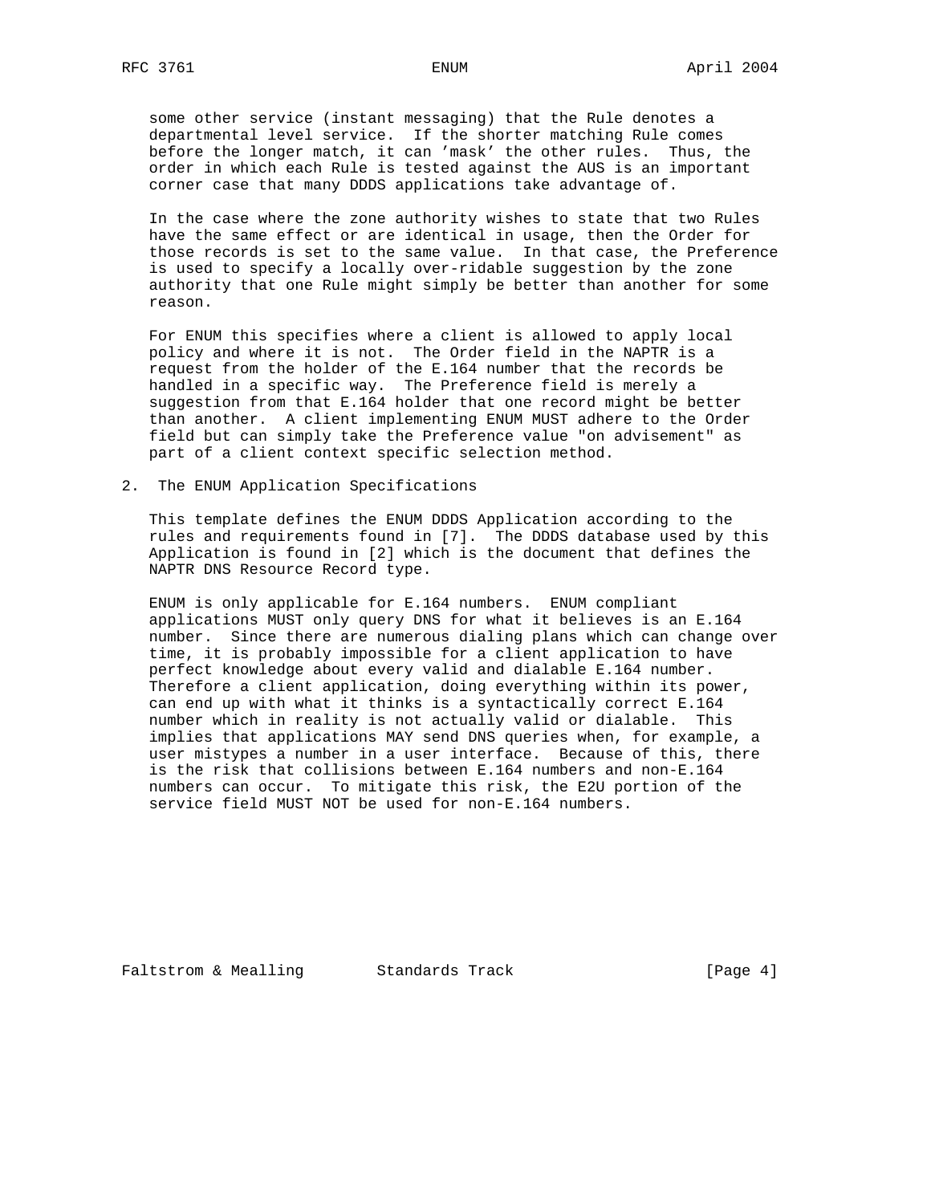some other service (instant messaging) that the Rule denotes a departmental level service. If the shorter matching Rule comes before the longer match, it can 'mask' the other rules. Thus, the order in which each Rule is tested against the AUS is an important corner case that many DDDS applications take advantage of.

In the case where the zone authority wishes to state that two Rules have the same effect or are identical in usage, then the Order for those records is set to the same value. In that case, the Preference is used to specify a locally over-ridable suggestion by the zone authority that one Rule might simply be better than another for some reason.

For ENUM this specifies where a client is allowed to apply local policy and where it is not. The Order field in the NAPTR is a request from the holder of the E.164 number that the records be handled in a specific way. The Preference field is merely a suggestion from that E.164 holder that one record might be better than another. A client implementing ENUM MUST adhere to the Order field but can simply take the Preference value "on advisement" as part of a client context specific selection method.

## 2. The ENUM Application Specifications

This template defines the ENUM DDDS Application according to the rules and requirements found in [7]. The DDDS database used by this Application is found in [2] which is the document that defines the NAPTR DNS Resource Record type.

ENUM is only applicable for E.164 numbers. ENUM compliant applications MUST only query DNS for what it believes is an E.164 number. Since there are numerous dialing plans which can change over time, it is probably impossible for a client application to have perfect knowledge about every valid and dialable E.164 number. Therefore a client application, doing everything within its power, can end up with what it thinks is a syntactically correct E.164 number which in reality is not actually valid or dialable. This implies that applications MAY send DNS queries when, for example, a user mistypes a number in a user interface. Because of this, there is the risk that collisions between E.164 numbers and non-E.164 numbers can occur. To mitigate this risk, the E2U portion of the service field MUST NOT be used for non-E.164 numbers.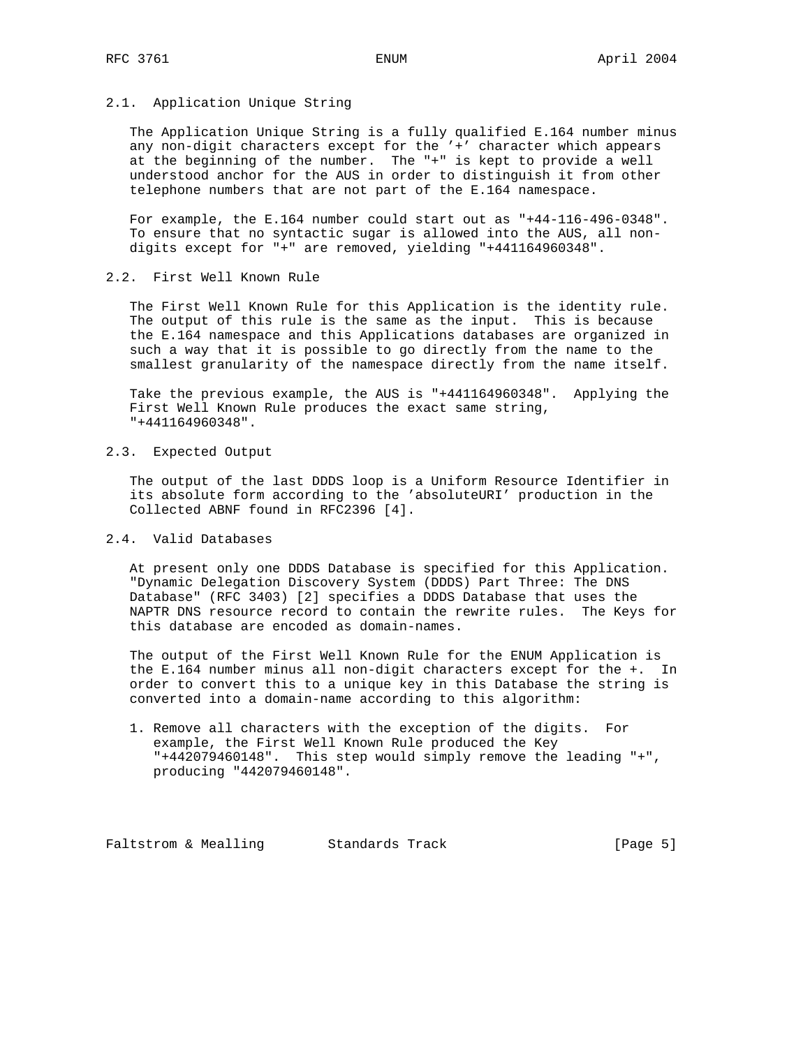### 2.1. Application Unique String

The Application Unique String is a fully qualified E.164 number minus any non-digit characters except for the '+' character which appears at the beginning of the number. The "+" is kept to provide a well understood anchor for the AUS in order to distinguish it from other telephone numbers that are not part of the E.164 namespace.

For example, the E.164 number could start out as "+44-116-496-0348". To ensure that no syntactic sugar is allowed into the AUS, all non-digits except for "+" are removed, yielding "+441164960348".

### 2.2. First Well Known Rule

The First Well Known Rule for this Application is the identity rule. The output of this rule is the same as the input. This is because the E.164 namespace and this Applications databases are organized in such a way that it is possible to go directly from the name to the smallest granularity of the namespace directly from the name itself.

Take the previous example, the AUS is "+441164960348". Applying the First Well Known Rule produces the exact same string, "+441164960348".

### 2.3. Expected Output

The output of the last DDDS loop is a Uniform Resource Identifier in its absolute form according to the 'absoluteURI' production in the Collected ABNF found in RFC2396 [4].

### 2.4. Valid Databases

At present only one DDDS Database is specified for this Application. "Dynamic Delegation Discovery System (DDDS) Part Three: The DNS Database" (RFC 3403) [2] specifies a DDDS Database that uses the NAPTR DNS resource record to contain the rewrite rules. The Keys for this database are encoded as domain-names.

The output of the First Well Known Rule for the ENUM Application is the E.164 number minus all non-digit characters except for the +. In order to convert this to a unique key in this Database the string is converted into a domain-name according to this algorithm:

1. Remove all characters with the exception of the digits. For example, the First Well Known Rule produced the Key "+442079460148". This step would simply remove the leading "+", producing "442079460148".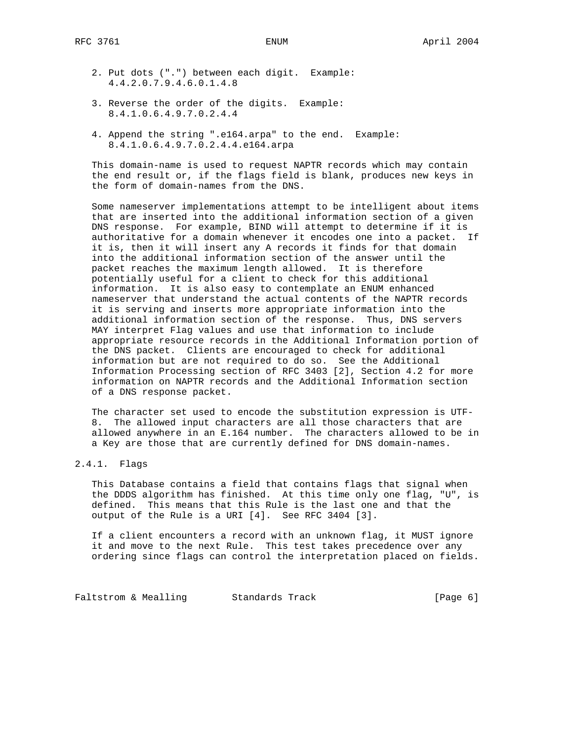2. Put dots (".") between each digit. Example:
   4.4.2.0.7.9.4.6.0.1.4.8

3. Reverse the order of the digits. Example:
   8.4.1.0.6.4.9.7.0.2.4.4

4. Append the string ".e164.arpa" to the end. Example:
   8.4.1.0.6.4.9.7.0.2.4.4.e164.arpa

This domain-name is used to request NAPTR records which may contain the end result or, if the flags field is blank, produces new keys in the form of domain-names from the DNS.

Some nameserver implementations attempt to be intelligent about items that are inserted into the additional information section of a given DNS response. For example, BIND will attempt to determine if it is authoritative for a domain whenever it encodes one into a packet. If it is, then it will insert any A records it finds for that domain into the additional information section of the answer until the packet reaches the maximum length allowed. It is therefore potentially useful for a client to check for this additional information. It is also easy to contemplate an ENUM enhanced nameserver that understand the actual contents of the NAPTR records it is serving and inserts more appropriate information into the additional information section of the response. Thus, DNS servers MAY interpret Flag values and use that information to include appropriate resource records in the Additional Information portion of the DNS packet. Clients are encouraged to check for additional information but are not required to do so. See the Additional Information Processing section of RFC 3403 [2], Section 4.2 for more information on NAPTR records and the Additional Information section of a DNS response packet.

The character set used to encode the substitution expression is UTF-8. The allowed input characters are all those characters that are allowed anywhere in an E.164 number. The characters allowed to be in a Key are those that are currently defined for DNS domain-names.

### 2.4.1. Flags

This Database contains a field that contains flags that signal when the DDDS algorithm has finished. At this time only one flag, "U", is defined. This means that this Rule is the last one and that the output of the Rule is a URI [4]. See RFC 3404 [3].

If a client encounters a record with an unknown flag, it MUST ignore it and move to the next Rule. This test takes precedence over any ordering since flags can control the interpretation placed on fields.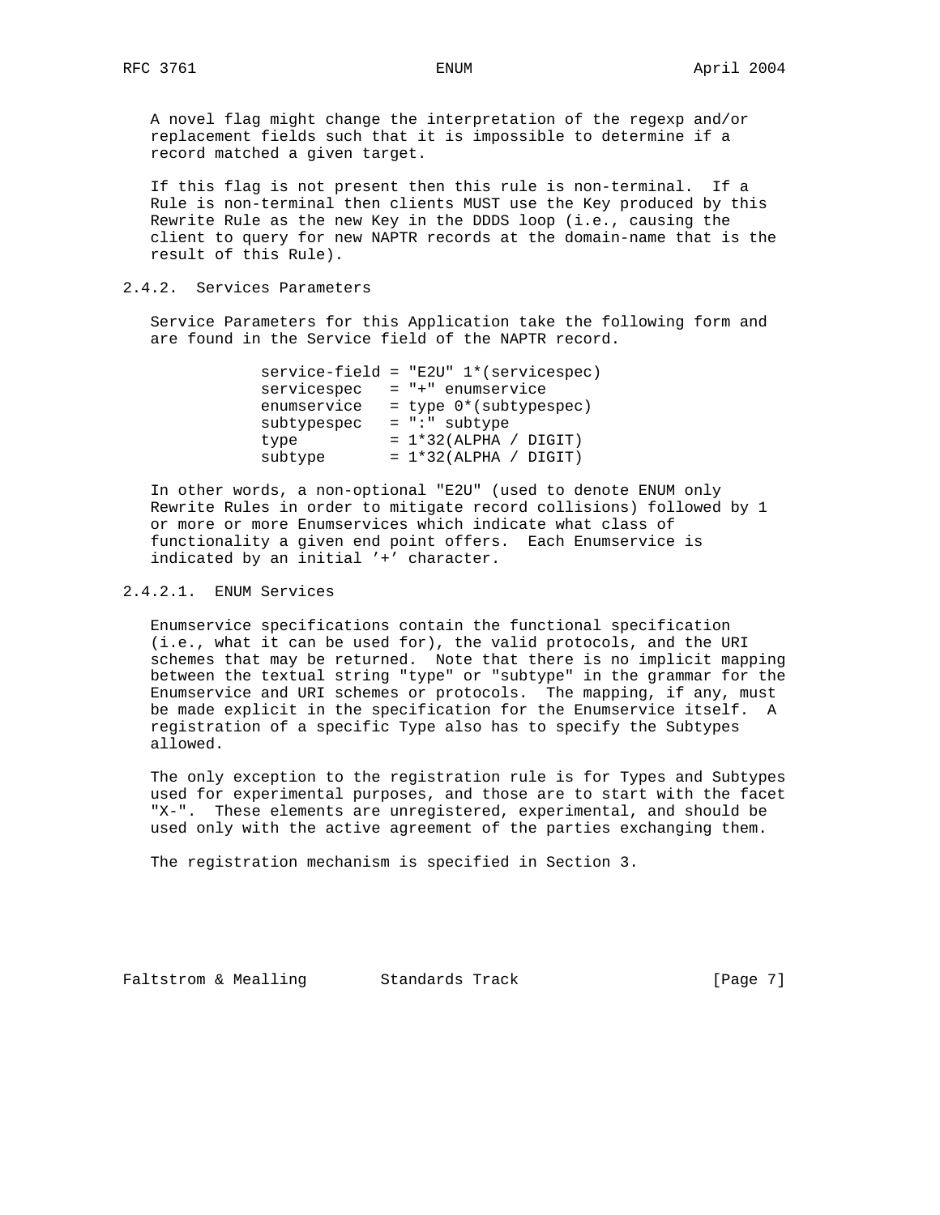A novel flag might change the interpretation of the regexp and/or replacement fields such that it is impossible to determine if a record matched a given target.

If this flag is not present then this rule is non-terminal. If a Rule is non-terminal then clients MUST use the Key produced by this Rewrite Rule as the new Key in the DDDS loop (i.e., causing the client to query for new NAPTR records at the domain-name that is the result of this Rule).

### 2.4.2. Services Parameters

Service Parameters for this Application take the following form and are found in the Service field of the NAPTR record.

```
service-field = "E2U" 1*(servicespec)
servicespec   = "+" enumservice
enumservice   = type 0*(subtypespec)
subtypespec   = ":" subtype
type          = 1*32(ALPHA / DIGIT)
subtype       = 1*32(ALPHA / DIGIT)
```

In other words, a non-optional "E2U" (used to denote ENUM only Rewrite Rules in order to mitigate record collisions) followed by 1 or more or more Enumservices which indicate what class of functionality a given end point offers. Each Enumservice is indicated by an initial '+' character.

#### 2.4.2.1. ENUM Services

Enumservice specifications contain the functional specification (i.e., what it can be used for), the valid protocols, and the URI schemes that may be returned. Note that there is no implicit mapping between the textual string "type" or "subtype" in the grammar for the Enumservice and URI schemes or protocols. The mapping, if any, must be made explicit in the specification for the Enumservice itself. A registration of a specific Type also has to specify the Subtypes allowed.

The only exception to the registration rule is for Types and Subtypes used for experimental purposes, and those are to start with the facet "X-". These elements are unregistered, experimental, and should be used only with the active agreement of the parties exchanging them.

The registration mechanism is specified in Section 3.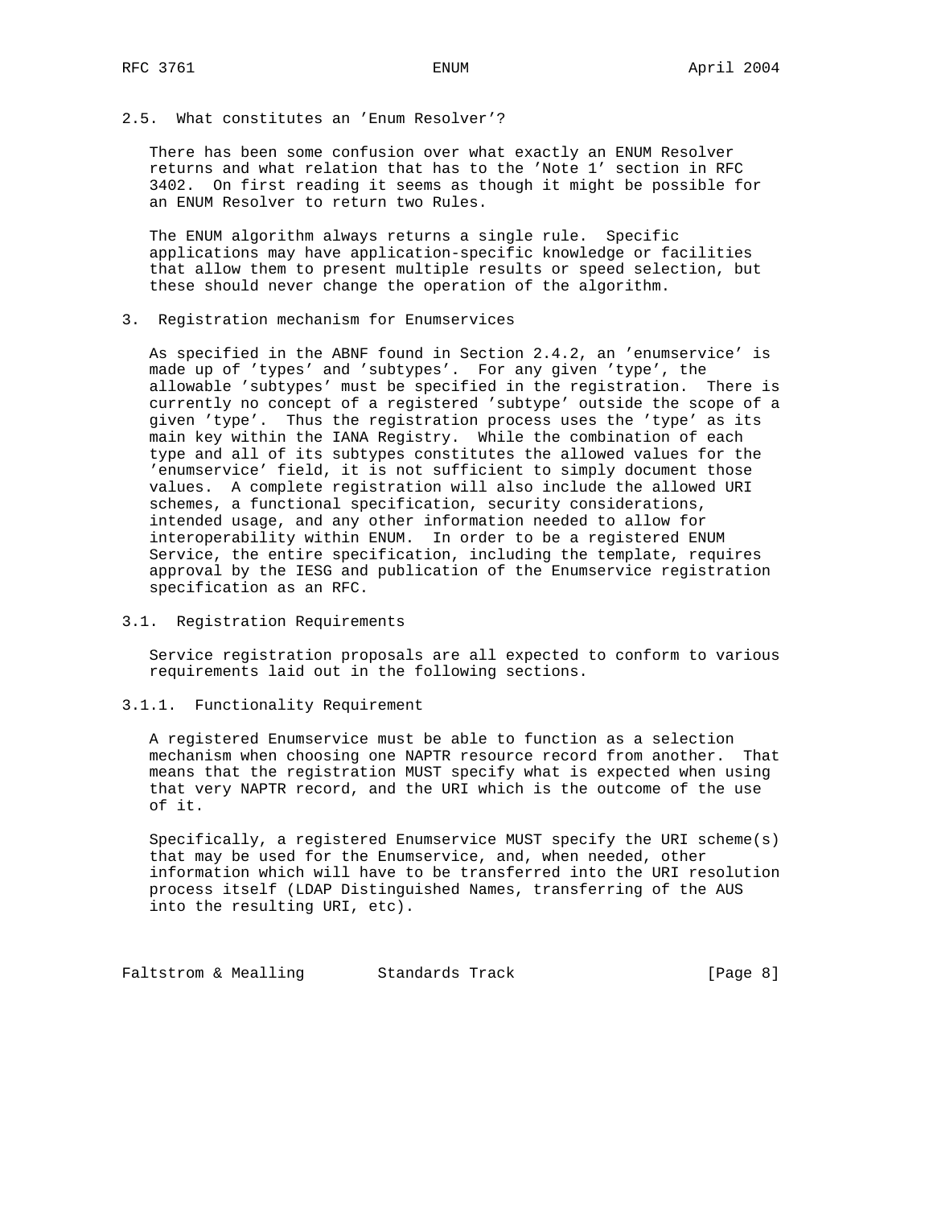## 2.5. What constitutes an 'Enum Resolver'?

There has been some confusion over what exactly an ENUM Resolver returns and what relation that has to the 'Note 1' section in RFC 3402. On first reading it seems as though it might be possible for an ENUM Resolver to return two Rules.

The ENUM algorithm always returns a single rule. Specific applications may have application-specific knowledge or facilities that allow them to present multiple results or speed selection, but these should never change the operation of the algorithm.

# 3. Registration mechanism for Enumservices

As specified in the ABNF found in Section 2.4.2, an 'enumservice' is made up of 'types' and 'subtypes'. For any given 'type', the allowable 'subtypes' must be specified in the registration. There is currently no concept of a registered 'subtype' outside the scope of a given 'type'. Thus the registration process uses the 'type' as its main key within the IANA Registry. While the combination of each type and all of its subtypes constitutes the allowed values for the 'enumservice' field, it is not sufficient to simply document those values. A complete registration will also include the allowed URI schemes, a functional specification, security considerations, intended usage, and any other information needed to allow for interoperability within ENUM. In order to be a registered ENUM Service, the entire specification, including the template, requires approval by the IESG and publication of the Enumservice registration specification as an RFC.

## 3.1. Registration Requirements

Service registration proposals are all expected to conform to various requirements laid out in the following sections.

### 3.1.1. Functionality Requirement

A registered Enumservice must be able to function as a selection mechanism when choosing one NAPTR resource record from another. That means that the registration MUST specify what is expected when using that very NAPTR record, and the URI which is the outcome of the use of it.

Specifically, a registered Enumservice MUST specify the URI scheme(s) that may be used for the Enumservice, and, when needed, other information which will have to be transferred into the URI resolution process itself (LDAP Distinguished Names, transferring of the AUS into the resulting URI, etc).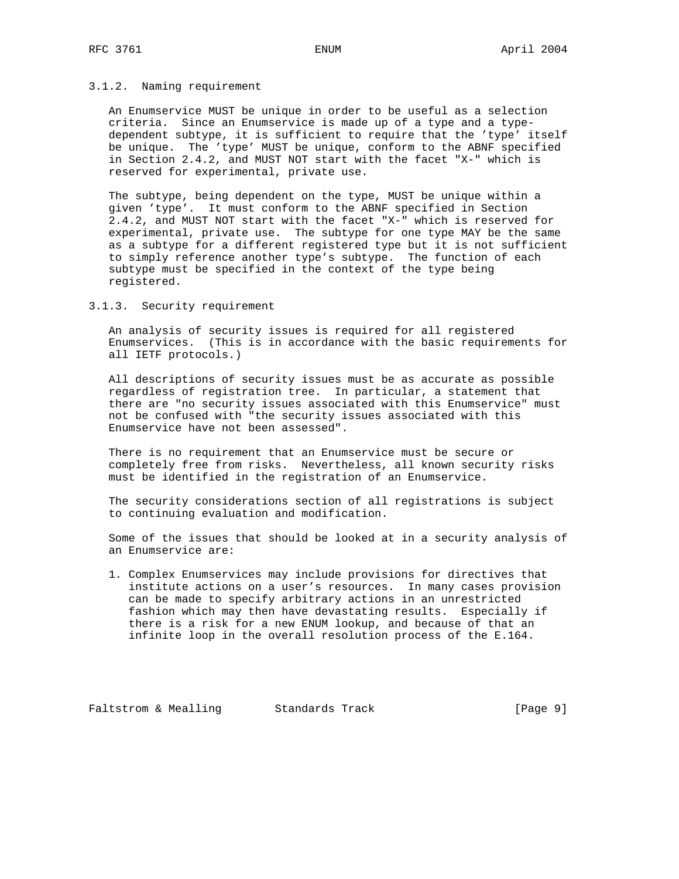### 3.1.2. Naming requirement

An Enumservice MUST be unique in order to be useful as a selection criteria. Since an Enumservice is made up of a type and a type-dependent subtype, it is sufficient to require that the 'type' itself be unique. The 'type' MUST be unique, conform to the ABNF specified in Section 2.4.2, and MUST NOT start with the facet "X-" which is reserved for experimental, private use.

The subtype, being dependent on the type, MUST be unique within a given 'type'. It must conform to the ABNF specified in Section 2.4.2, and MUST NOT start with the facet "X-" which is reserved for experimental, private use. The subtype for one type MAY be the same as a subtype for a different registered type but it is not sufficient to simply reference another type's subtype. The function of each subtype must be specified in the context of the type being registered.

### 3.1.3. Security requirement

An analysis of security issues is required for all registered Enumservices. (This is in accordance with the basic requirements for all IETF protocols.)

All descriptions of security issues must be as accurate as possible regardless of registration tree. In particular, a statement that there are "no security issues associated with this Enumservice" must not be confused with "the security issues associated with this Enumservice have not been assessed".

There is no requirement that an Enumservice must be secure or completely free from risks. Nevertheless, all known security risks must be identified in the registration of an Enumservice.

The security considerations section of all registrations is subject to continuing evaluation and modification.

Some of the issues that should be looked at in a security analysis of an Enumservice are:

1. Complex Enumservices may include provisions for directives that institute actions on a user's resources. In many cases provision can be made to specify arbitrary actions in an unrestricted fashion which may then have devastating results. Especially if there is a risk for a new ENUM lookup, and because of that an infinite loop in the overall resolution process of the E.164.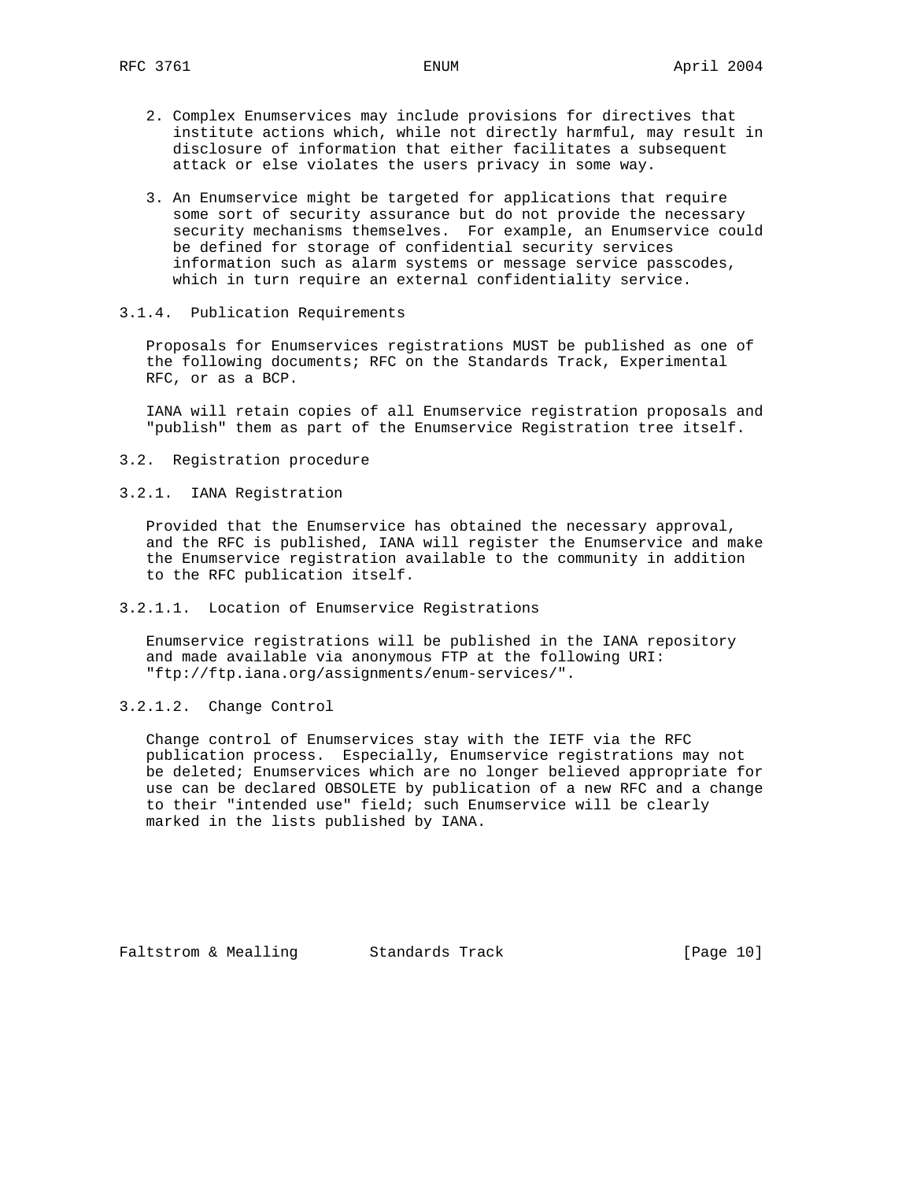2. Complex Enumservices may include provisions for directives that institute actions which, while not directly harmful, may result in disclosure of information that either facilitates a subsequent attack or else violates the users privacy in some way.

3. An Enumservice might be targeted for applications that require some sort of security assurance but do not provide the necessary security mechanisms themselves. For example, an Enumservice could be defined for storage of confidential security services information such as alarm systems or message service passcodes, which in turn require an external confidentiality service.

#### 3.1.4. Publication Requirements

Proposals for Enumservices registrations MUST be published as one of the following documents; RFC on the Standards Track, Experimental RFC, or as a BCP.

IANA will retain copies of all Enumservice registration proposals and "publish" them as part of the Enumservice Registration tree itself.

### 3.2. Registration procedure

#### 3.2.1. IANA Registration

Provided that the Enumservice has obtained the necessary approval, and the RFC is published, IANA will register the Enumservice and make the Enumservice registration available to the community in addition to the RFC publication itself.

##### 3.2.1.1. Location of Enumservice Registrations

Enumservice registrations will be published in the IANA repository and made available via anonymous FTP at the following URI: "ftp://ftp.iana.org/assignments/enum-services/".

##### 3.2.1.2. Change Control

Change control of Enumservices stay with the IETF via the RFC publication process. Especially, Enumservice registrations may not be deleted; Enumservices which are no longer believed appropriate for use can be declared OBSOLETE by publication of a new RFC and a change to their "intended use" field; such Enumservice will be clearly marked in the lists published by IANA.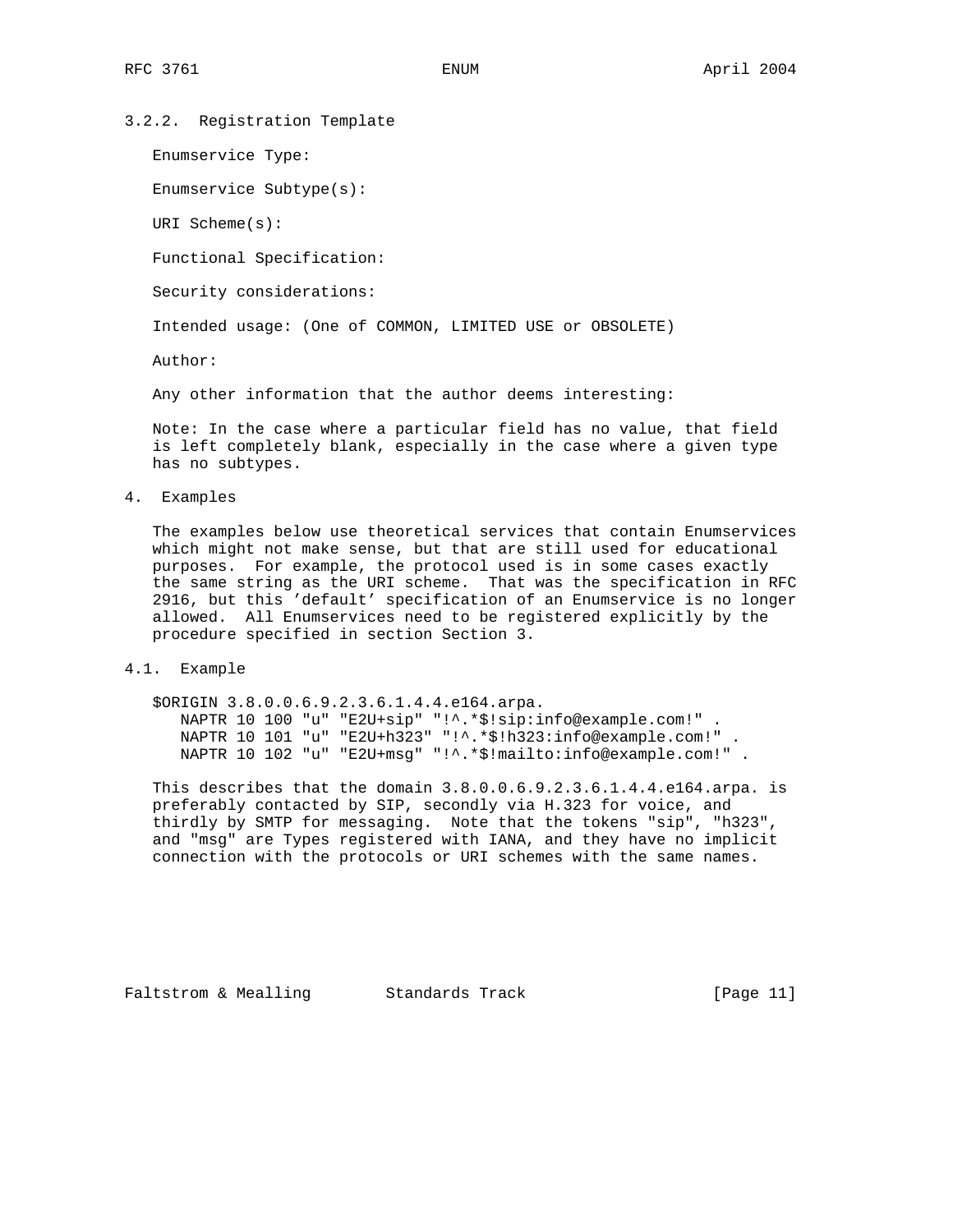### 3.2.2. Registration Template

Enumservice Type:

Enumservice Subtype(s):

URI Scheme(s):

Functional Specification:

Security considerations:

Intended usage: (One of COMMON, LIMITED USE or OBSOLETE)

Author:

Any other information that the author deems interesting:

Note: In the case where a particular field has no value, that field is left completely blank, especially in the case where a given type has no subtypes.

## 4. Examples

The examples below use theoretical services that contain Enumservices which might not make sense, but that are still used for educational purposes. For example, the protocol used is in some cases exactly the same string as the URI scheme. That was the specification in RFC 2916, but this 'default' specification of an Enumservice is no longer allowed. All Enumservices need to be registered explicitly by the procedure specified in section Section 3.

### 4.1. Example

```
$ORIGIN 3.8.0.0.6.9.2.3.6.1.4.4.e164.arpa.
   NAPTR 10 100 "u" "E2U+sip" "!^.*$!sip:info@example.com!" .
   NAPTR 10 101 "u" "E2U+h323" "!^.*$!h323:info@example.com!" .
   NAPTR 10 102 "u" "E2U+msg" "!^.*$!mailto:info@example.com!" .
```

This describes that the domain 3.8.0.0.6.9.2.3.6.1.4.4.e164.arpa. is preferably contacted by SIP, secondly via H.323 for voice, and thirdly by SMTP for messaging. Note that the tokens "sip", "h323", and "msg" are Types registered with IANA, and they have no implicit connection with the protocols or URI schemes with the same names.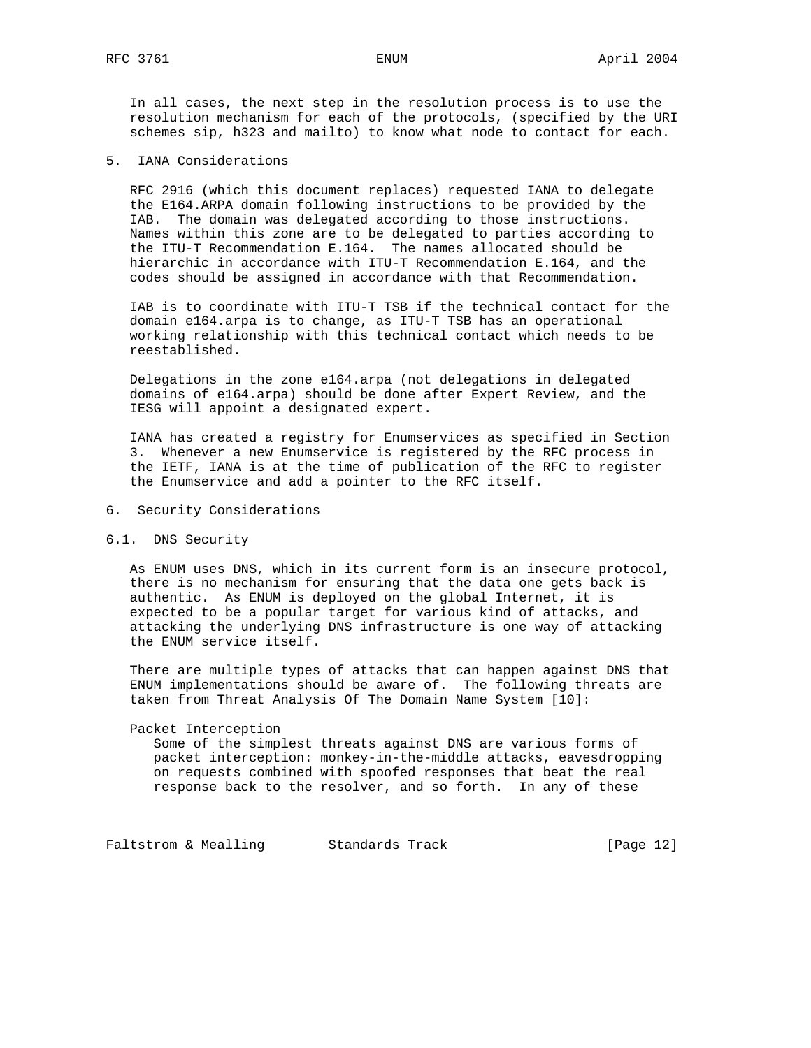In all cases, the next step in the resolution process is to use the resolution mechanism for each of the protocols, (specified by the URI schemes sip, h323 and mailto) to know what node to contact for each.

## 5. IANA Considerations

RFC 2916 (which this document replaces) requested IANA to delegate the E164.ARPA domain following instructions to be provided by the IAB. The domain was delegated according to those instructions. Names within this zone are to be delegated to parties according to the ITU-T Recommendation E.164. The names allocated should be hierarchic in accordance with ITU-T Recommendation E.164, and the codes should be assigned in accordance with that Recommendation.

IAB is to coordinate with ITU-T TSB if the technical contact for the domain e164.arpa is to change, as ITU-T TSB has an operational working relationship with this technical contact which needs to be reestablished.

Delegations in the zone e164.arpa (not delegations in delegated domains of e164.arpa) should be done after Expert Review, and the IESG will appoint a designated expert.

IANA has created a registry for Enumservices as specified in Section 3. Whenever a new Enumservice is registered by the RFC process in the IETF, IANA is at the time of publication of the RFC to register the Enumservice and add a pointer to the RFC itself.

## 6. Security Considerations

### 6.1. DNS Security

As ENUM uses DNS, which in its current form is an insecure protocol, there is no mechanism for ensuring that the data one gets back is authentic. As ENUM is deployed on the global Internet, it is expected to be a popular target for various kind of attacks, and attacking the underlying DNS infrastructure is one way of attacking the ENUM service itself.

There are multiple types of attacks that can happen against DNS that ENUM implementations should be aware of. The following threats are taken from Threat Analysis Of The Domain Name System [10]:

Packet Interception
: Some of the simplest threats against DNS are various forms of packet interception: monkey-in-the-middle attacks, eavesdropping on requests combined with spoofed responses that beat the real response back to the resolver, and so forth. In any of these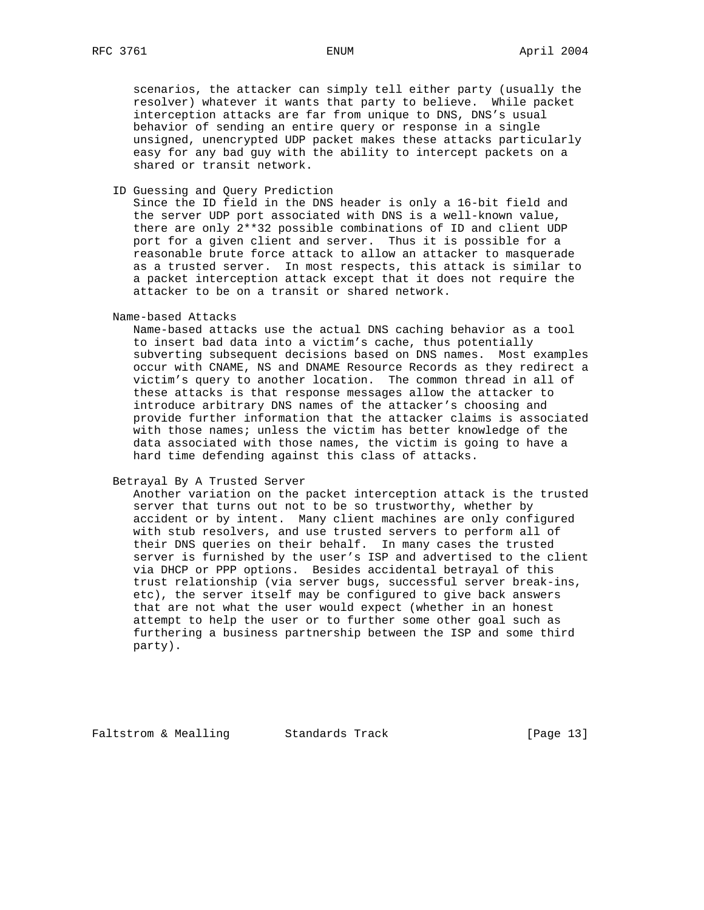scenarios, the attacker can simply tell either party (usually the resolver) whatever it wants that party to believe. While packet interception attacks are far from unique to DNS, DNS's usual behavior of sending an entire query or response in a single unsigned, unencrypted UDP packet makes these attacks particularly easy for any bad guy with the ability to intercept packets on a shared or transit network.

ID Guessing and Query Prediction

Since the ID field in the DNS header is only a 16-bit field and the server UDP port associated with DNS is a well-known value, there are only 2**32 possible combinations of ID and client UDP port for a given client and server. Thus it is possible for a reasonable brute force attack to allow an attacker to masquerade as a trusted server. In most respects, this attack is similar to a packet interception attack except that it does not require the attacker to be on a transit or shared network.

Name-based Attacks

Name-based attacks use the actual DNS caching behavior as a tool to insert bad data into a victim's cache, thus potentially subverting subsequent decisions based on DNS names. Most examples occur with CNAME, NS and DNAME Resource Records as they redirect a victim's query to another location. The common thread in all of these attacks is that response messages allow the attacker to introduce arbitrary DNS names of the attacker's choosing and provide further information that the attacker claims is associated with those names; unless the victim has better knowledge of the data associated with those names, the victim is going to have a hard time defending against this class of attacks.

Betrayal By A Trusted Server

Another variation on the packet interception attack is the trusted server that turns out not to be so trustworthy, whether by accident or by intent. Many client machines are only configured with stub resolvers, and use trusted servers to perform all of their DNS queries on their behalf. In many cases the trusted server is furnished by the user's ISP and advertised to the client via DHCP or PPP options. Besides accidental betrayal of this trust relationship (via server bugs, successful server break-ins, etc), the server itself may be configured to give back answers that are not what the user would expect (whether in an honest attempt to help the user or to further some other goal such as furthering a business partnership between the ISP and some third party).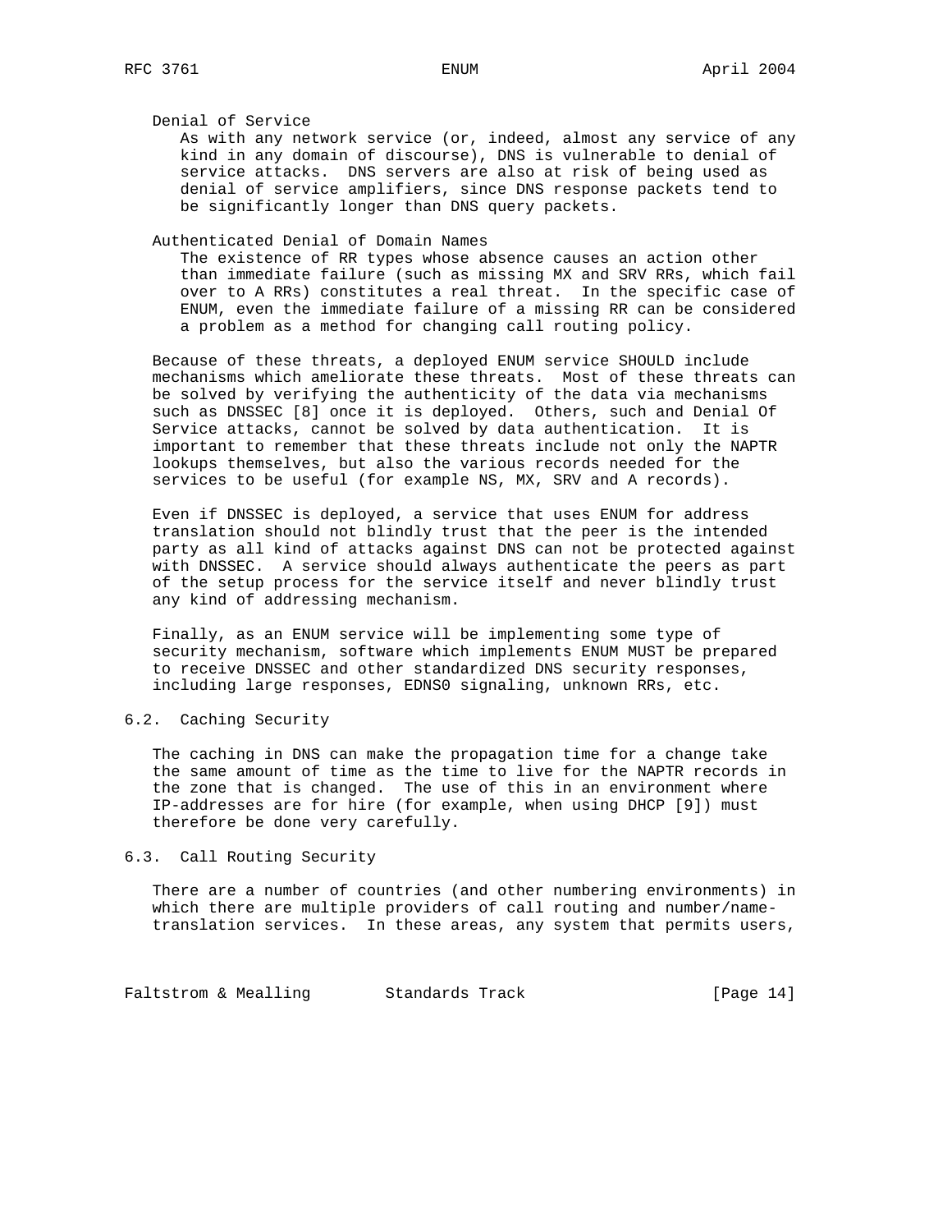Denial of Service

As with any network service (or, indeed, almost any service of any kind in any domain of discourse), DNS is vulnerable to denial of service attacks. DNS servers are also at risk of being used as denial of service amplifiers, since DNS response packets tend to be significantly longer than DNS query packets.

Authenticated Denial of Domain Names

The existence of RR types whose absence causes an action other than immediate failure (such as missing MX and SRV RRs, which fail over to A RRs) constitutes a real threat. In the specific case of ENUM, even the immediate failure of a missing RR can be considered a problem as a method for changing call routing policy.

Because of these threats, a deployed ENUM service SHOULD include mechanisms which ameliorate these threats. Most of these threats can be solved by verifying the authenticity of the data via mechanisms such as DNSSEC [8] once it is deployed. Others, such and Denial Of Service attacks, cannot be solved by data authentication. It is important to remember that these threats include not only the NAPTR lookups themselves, but also the various records needed for the services to be useful (for example NS, MX, SRV and A records).

Even if DNSSEC is deployed, a service that uses ENUM for address translation should not blindly trust that the peer is the intended party as all kind of attacks against DNS can not be protected against with DNSSEC. A service should always authenticate the peers as part of the setup process for the service itself and never blindly trust any kind of addressing mechanism.

Finally, as an ENUM service will be implementing some type of security mechanism, software which implements ENUM MUST be prepared to receive DNSSEC and other standardized DNS security responses, including large responses, EDNS0 signaling, unknown RRs, etc.

## 6.2. Caching Security

The caching in DNS can make the propagation time for a change take the same amount of time as the time to live for the NAPTR records in the zone that is changed. The use of this in an environment where IP-addresses are for hire (for example, when using DHCP [9]) must therefore be done very carefully.

## 6.3. Call Routing Security

There are a number of countries (and other numbering environments) in which there are multiple providers of call routing and number/name-translation services. In these areas, any system that permits users,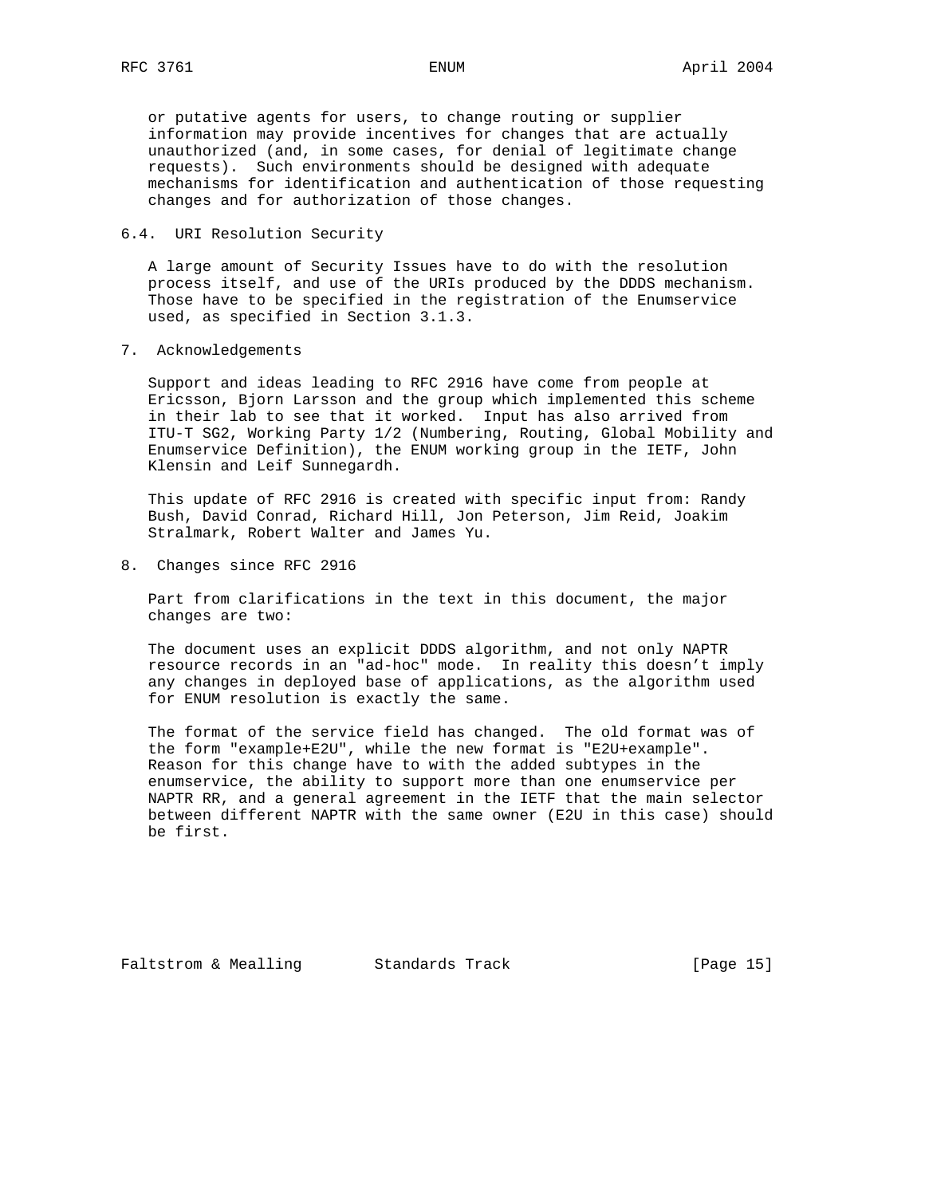or putative agents for users, to change routing or supplier information may provide incentives for changes that are actually unauthorized (and, in some cases, for denial of legitimate change requests). Such environments should be designed with adequate mechanisms for identification and authentication of those requesting changes and for authorization of those changes.

### 6.4. URI Resolution Security

A large amount of Security Issues have to do with the resolution process itself, and use of the URIs produced by the DDDS mechanism. Those have to be specified in the registration of the Enumservice used, as specified in Section 3.1.3.

## 7. Acknowledgements

Support and ideas leading to RFC 2916 have come from people at Ericsson, Bjorn Larsson and the group which implemented this scheme in their lab to see that it worked. Input has also arrived from ITU-T SG2, Working Party 1/2 (Numbering, Routing, Global Mobility and Enumservice Definition), the ENUM working group in the IETF, John Klensin and Leif Sunnegardh.

This update of RFC 2916 is created with specific input from: Randy Bush, David Conrad, Richard Hill, Jon Peterson, Jim Reid, Joakim Stralmark, Robert Walter and James Yu.

## 8. Changes since RFC 2916

Part from clarifications in the text in this document, the major changes are two:

The document uses an explicit DDDS algorithm, and not only NAPTR resource records in an "ad-hoc" mode. In reality this doesn't imply any changes in deployed base of applications, as the algorithm used for ENUM resolution is exactly the same.

The format of the service field has changed. The old format was of the form "example+E2U", while the new format is "E2U+example". Reason for this change have to with the added subtypes in the enumservice, the ability to support more than one enumservice per NAPTR RR, and a general agreement in the IETF that the main selector between different NAPTR with the same owner (E2U in this case) should be first.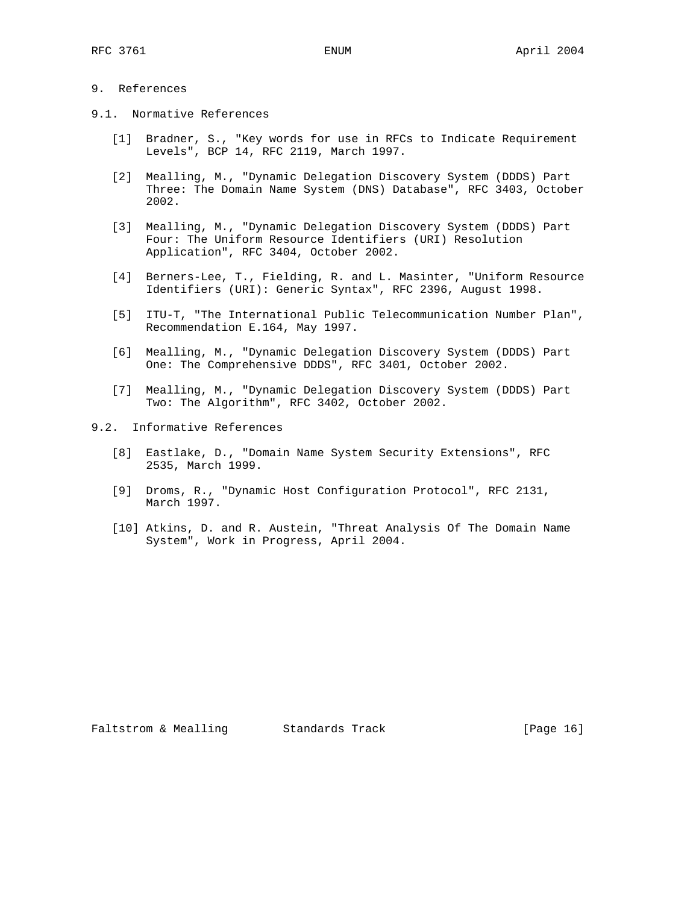## 9. References

### 9.1. Normative References

[1] Bradner, S., "Key words for use in RFCs to Indicate Requirement Levels", BCP 14, RFC 2119, March 1997.

[2] Mealling, M., "Dynamic Delegation Discovery System (DDDS) Part Three: The Domain Name System (DNS) Database", RFC 3403, October 2002.

[3] Mealling, M., "Dynamic Delegation Discovery System (DDDS) Part Four: The Uniform Resource Identifiers (URI) Resolution Application", RFC 3404, October 2002.

[4] Berners-Lee, T., Fielding, R. and L. Masinter, "Uniform Resource Identifiers (URI): Generic Syntax", RFC 2396, August 1998.

[5] ITU-T, "The International Public Telecommunication Number Plan", Recommendation E.164, May 1997.

[6] Mealling, M., "Dynamic Delegation Discovery System (DDDS) Part One: The Comprehensive DDDS", RFC 3401, October 2002.

[7] Mealling, M., "Dynamic Delegation Discovery System (DDDS) Part Two: The Algorithm", RFC 3402, October 2002.

### 9.2. Informative References

[8] Eastlake, D., "Domain Name System Security Extensions", RFC 2535, March 1999.

[9] Droms, R., "Dynamic Host Configuration Protocol", RFC 2131, March 1997.

[10] Atkins, D. and R. Austein, "Threat Analysis Of The Domain Name System", Work in Progress, April 2004.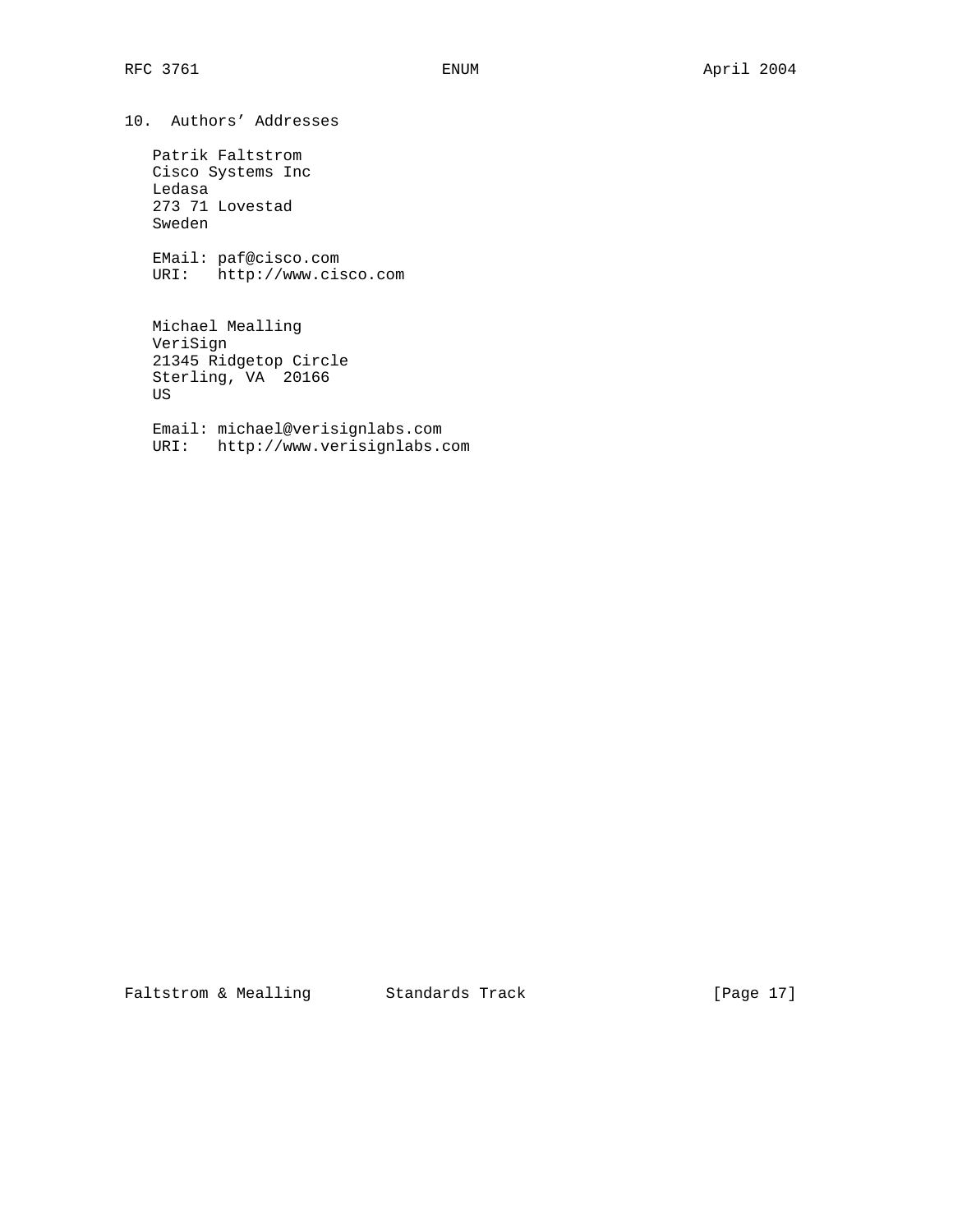## 10. Authors' Addresses

Patrik Faltstrom
Cisco Systems Inc
Ledasa
273 71 Lovestad
Sweden

EMail: paf@cisco.com
URI: http://www.cisco.com

Michael Mealling
VeriSign
21345 Ridgetop Circle
Sterling, VA 20166
US

Email: michael@verisignlabs.com
URI: http://www.verisignlabs.com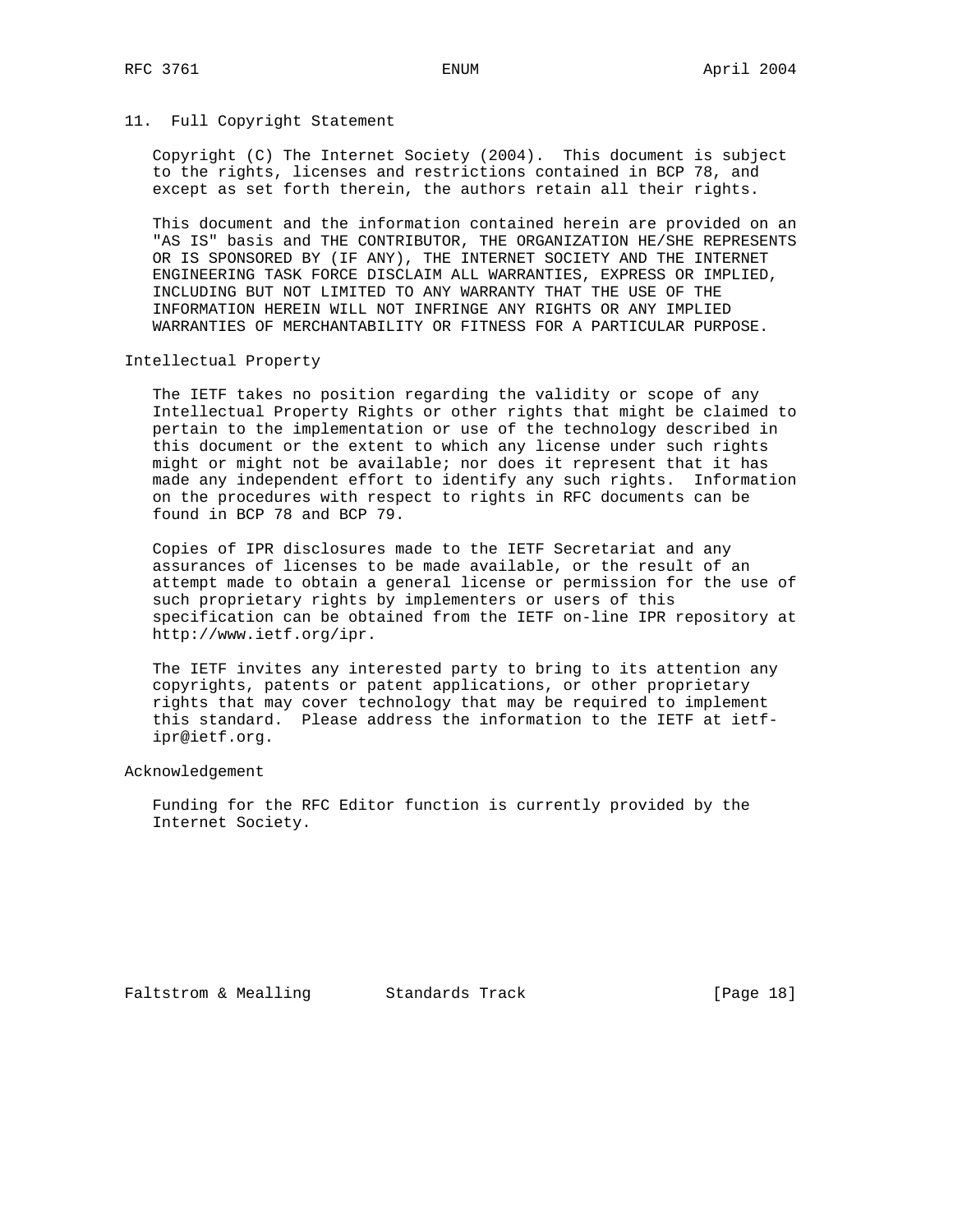## 11. Full Copyright Statement

Copyright (C) The Internet Society (2004). This document is subject to the rights, licenses and restrictions contained in BCP 78, and except as set forth therein, the authors retain all their rights.

This document and the information contained herein are provided on an "AS IS" basis and THE CONTRIBUTOR, THE ORGANIZATION HE/SHE REPRESENTS OR IS SPONSORED BY (IF ANY), THE INTERNET SOCIETY AND THE INTERNET ENGINEERING TASK FORCE DISCLAIM ALL WARRANTIES, EXPRESS OR IMPLIED, INCLUDING BUT NOT LIMITED TO ANY WARRANTY THAT THE USE OF THE INFORMATION HEREIN WILL NOT INFRINGE ANY RIGHTS OR ANY IMPLIED WARRANTIES OF MERCHANTABILITY OR FITNESS FOR A PARTICULAR PURPOSE.

### Intellectual Property

The IETF takes no position regarding the validity or scope of any Intellectual Property Rights or other rights that might be claimed to pertain to the implementation or use of the technology described in this document or the extent to which any license under such rights might or might not be available; nor does it represent that it has made any independent effort to identify any such rights. Information on the procedures with respect to rights in RFC documents can be found in BCP 78 and BCP 79.

Copies of IPR disclosures made to the IETF Secretariat and any assurances of licenses to be made available, or the result of an attempt made to obtain a general license or permission for the use of such proprietary rights by implementers or users of this specification can be obtained from the IETF on-line IPR repository at http://www.ietf.org/ipr.

The IETF invites any interested party to bring to its attention any copyrights, patents or patent applications, or other proprietary rights that may cover technology that may be required to implement this standard. Please address the information to the IETF at ietf-ipr@ietf.org.

### Acknowledgement

Funding for the RFC Editor function is currently provided by the Internet Society.